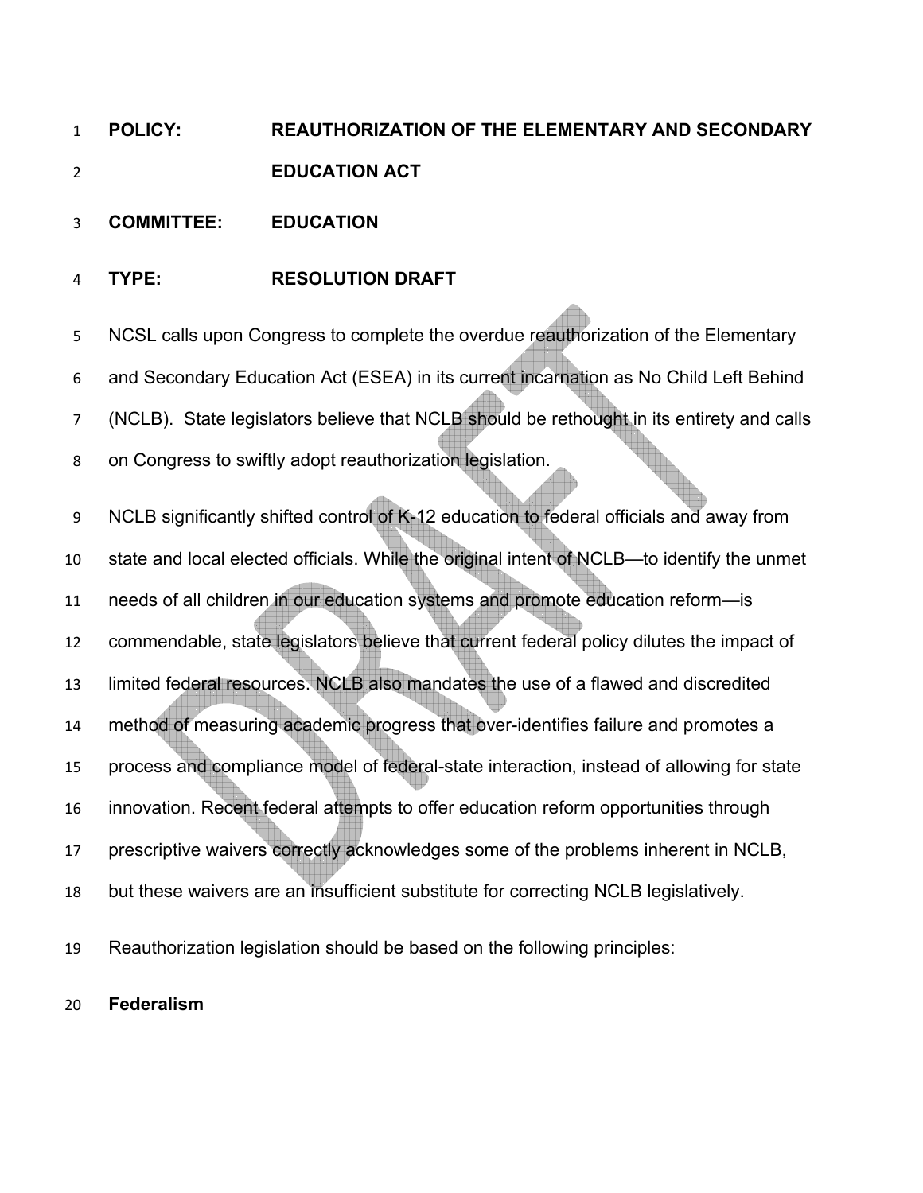**POLICY:** **REAUTHORIZATION OF THE ELEMENTARY AND SECONDARY EDUCATION ACT**

**COMMITTEE:** **EDUCATION**

**TYPE:** **RESOLUTION DRAFT**

NCSL calls upon Congress to complete the overdue reauthorization of the Elementary and Secondary Education Act (ESEA) in its current incarnation as No Child Left Behind (NCLB). State legislators believe that NCLB should be rethought in its entirety and calls on Congress to swiftly adopt reauthorization legislation.

NCLB significantly shifted control of K-12 education to federal officials and away from state and local elected officials. While the original intent of NCLB—to identify the unmet needs of all children in our education systems and promote education reform—is commendable, state legislators believe that current federal policy dilutes the impact of limited federal resources. NCLB also mandates the use of a flawed and discredited method of measuring academic progress that over-identifies failure and promotes a process and compliance model of federal-state interaction, instead of allowing for state innovation. Recent federal attempts to offer education reform opportunities through prescriptive waivers correctly acknowledges some of the problems inherent in NCLB, but these waivers are an insufficient substitute for correcting NCLB legislatively.

Reauthorization legislation should be based on the following principles:

**Federalism**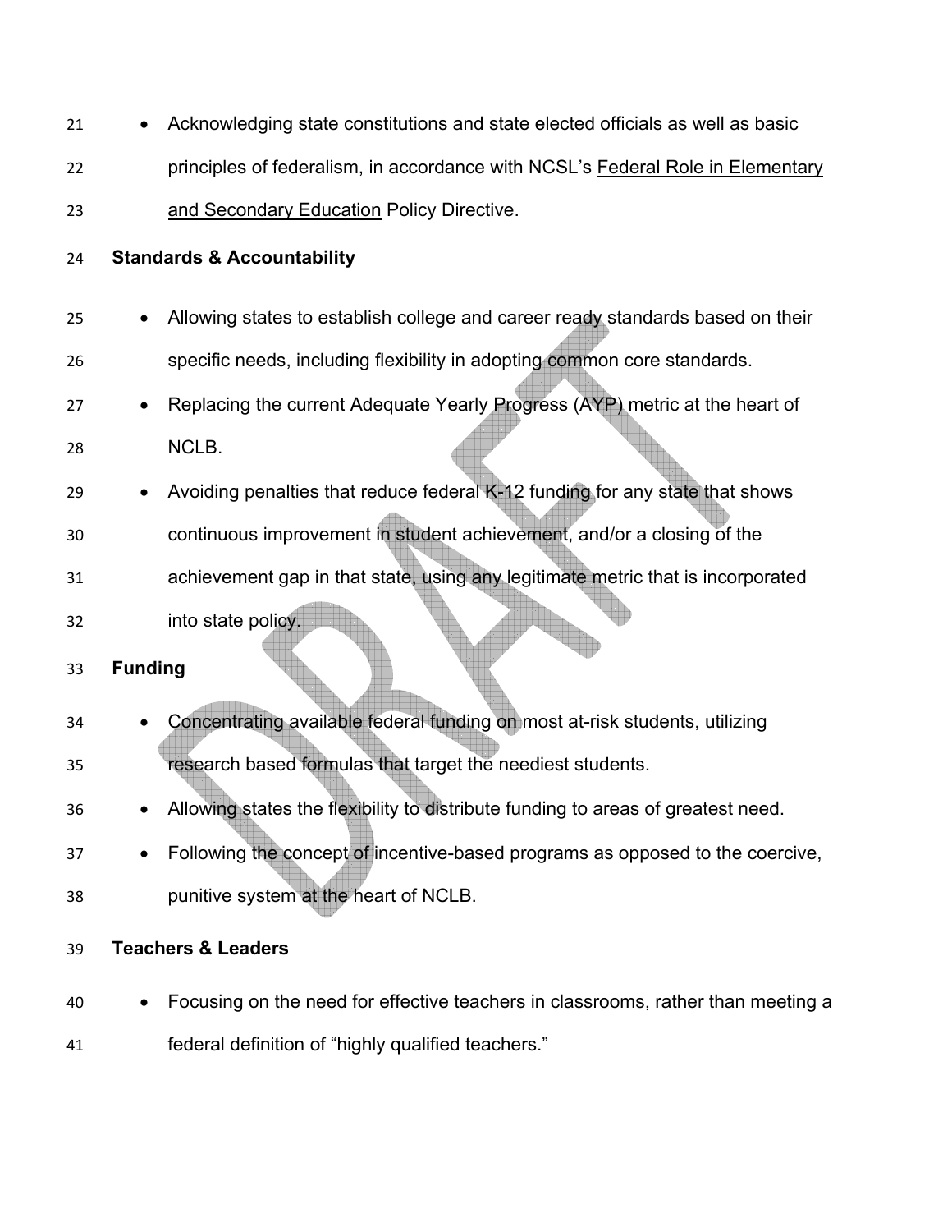- Acknowledging state constitutions and state elected officials as well as basic principles of federalism, in accordance with NCSL's Federal Role in Elementary and Secondary Education Policy Directive.

**Standards & Accountability**

- Allowing states to establish college and career ready standards based on their specific needs, including flexibility in adopting common core standards.
- Replacing the current Adequate Yearly Progress (AYP) metric at the heart of NCLB.
- Avoiding penalties that reduce federal K-12 funding for any state that shows continuous improvement in student achievement, and/or a closing of the achievement gap in that state, using any legitimate metric that is incorporated into state policy.

**Funding**

- Concentrating available federal funding on most at-risk students, utilizing research based formulas that target the neediest students.
- Allowing states the flexibility to distribute funding to areas of greatest need.
- Following the concept of incentive-based programs as opposed to the coercive, punitive system at the heart of NCLB.

**Teachers & Leaders**

- Focusing on the need for effective teachers in classrooms, rather than meeting a federal definition of "highly qualified teachers."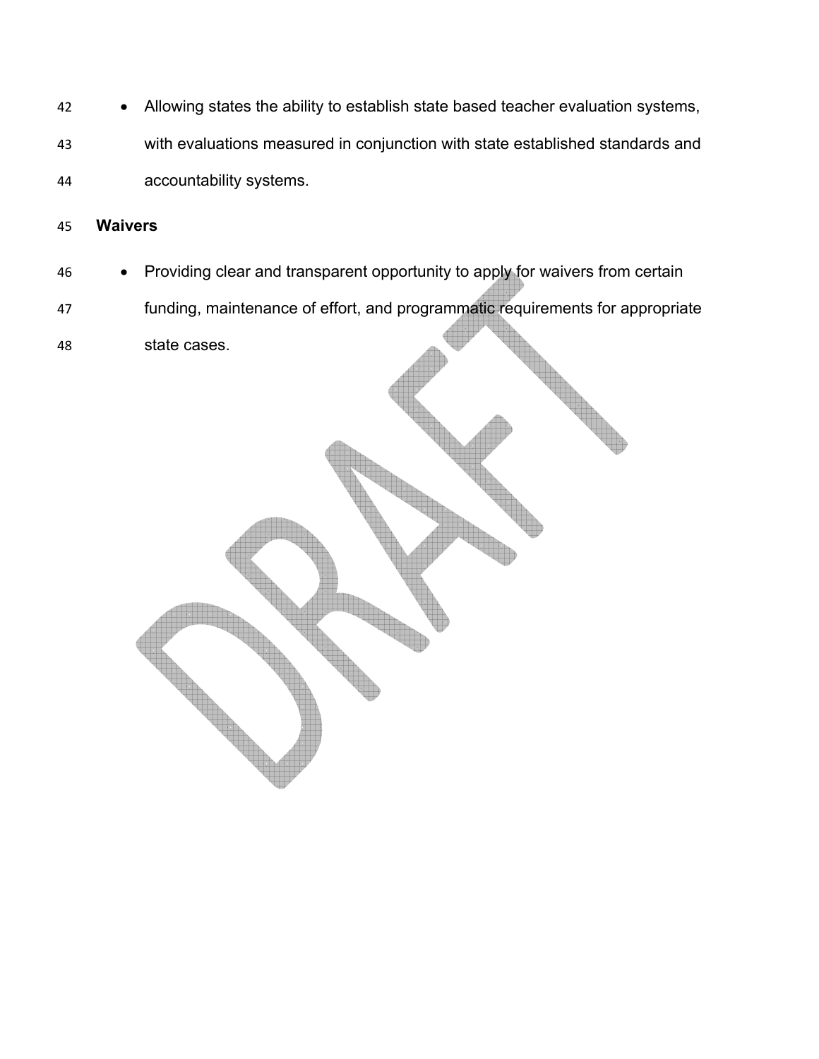- Allowing states the ability to establish state based teacher evaluation systems, with evaluations measured in conjunction with state established standards and accountability systems.

**Waivers**

- Providing clear and transparent opportunity to apply for waivers from certain funding, maintenance of effort, and programmatic requirements for appropriate state cases.